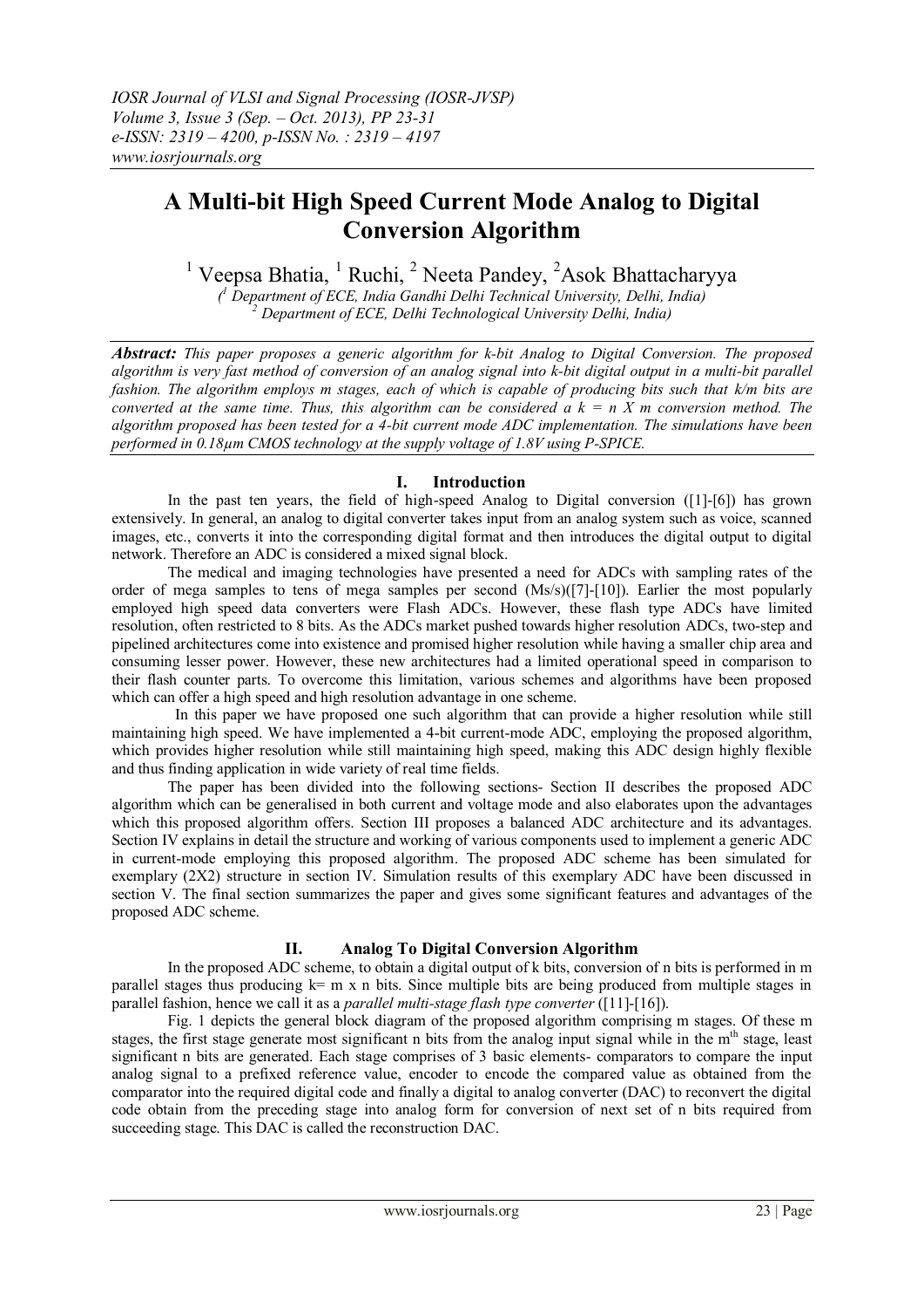# A Multi-bit High Speed Current Mode Analog to Digital Conversion Algorithm

[1] Veepsa Bhatia, [1] Ruchi, [2] Neeta Pandey, [2] Asok Bhattacharyya

*([1] Department of ECE, India Gandhi Delhi Technical University, Delhi, India)*
*[2] Department of ECE, Delhi Technological University Delhi, India)*

***Abstract:*** *This paper proposes a generic algorithm for k-bit Analog to Digital Conversion. The proposed algorithm is very fast method of conversion of an analog signal into k-bit digital output in a multi-bit parallel fashion. The algorithm employs m stages, each of which is capable of producing bits such that k/m bits are converted at the same time. Thus, this algorithm can be considered a k = n X m conversion method. The algorithm proposed has been tested for a 4-bit current mode ADC implementation. The simulations have been performed in 0.18µm CMOS technology at the supply voltage of 1.8V using P-SPICE.*

## I. Introduction

In the past ten years, the field of high-speed Analog to Digital conversion ([1]-[6]) has grown extensively. In general, an analog to digital converter takes input from an analog system such as voice, scanned images, etc., converts it into the corresponding digital format and then introduces the digital output to digital network. Therefore an ADC is considered a mixed signal block.

The medical and imaging technologies have presented a need for ADCs with sampling rates of the order of mega samples to tens of mega samples per second (Ms/s)([7]-[10]). Earlier the most popularly employed high speed data converters were Flash ADCs. However, these flash type ADCs have limited resolution, often restricted to 8 bits. As the ADCs market pushed towards higher resolution ADCs, two-step and pipelined architectures come into existence and promised higher resolution while having a smaller chip area and consuming lesser power. However, these new architectures had a limited operational speed in comparison to their flash counter parts. To overcome this limitation, various schemes and algorithms have been proposed which can offer a high speed and high resolution advantage in one scheme.

In this paper we have proposed one such algorithm that can provide a higher resolution while still maintaining high speed. We have implemented a 4-bit current-mode ADC, employing the proposed algorithm, which provides higher resolution while still maintaining high speed, making this ADC design highly flexible and thus finding application in wide variety of real time fields.

The paper has been divided into the following sections- Section II describes the proposed ADC algorithm which can be generalised in both current and voltage mode and also elaborates upon the advantages which this proposed algorithm offers. Section III proposes a balanced ADC architecture and its advantages. Section IV explains in detail the structure and working of various components used to implement a generic ADC in current-mode employing this proposed algorithm. The proposed ADC scheme has been simulated for exemplary (2X2) structure in section IV. Simulation results of this exemplary ADC have been discussed in section V. The final section summarizes the paper and gives some significant features and advantages of the proposed ADC scheme.

## II. Analog To Digital Conversion Algorithm

In the proposed ADC scheme, to obtain a digital output of k bits, conversion of n bits is performed in m parallel stages thus producing k= m x n bits. Since multiple bits are being produced from multiple stages in parallel fashion, hence we call it as a *parallel multi-stage flash type converter* ([11]-[16]).

Fig. 1 depicts the general block diagram of the proposed algorithm comprising m stages. Of these m stages, the first stage generate most significant n bits from the analog input signal while in the $m^{th}$ stage, least significant n bits are generated. Each stage comprises of 3 basic elements- comparators to compare the input analog signal to a prefixed reference value, encoder to encode the compared value as obtained from the comparator into the required digital code and finally a digital to analog converter (DAC) to reconvert the digital code obtain from the preceding stage into analog form for conversion of next set of n bits required from succeeding stage. This DAC is called the reconstruction DAC.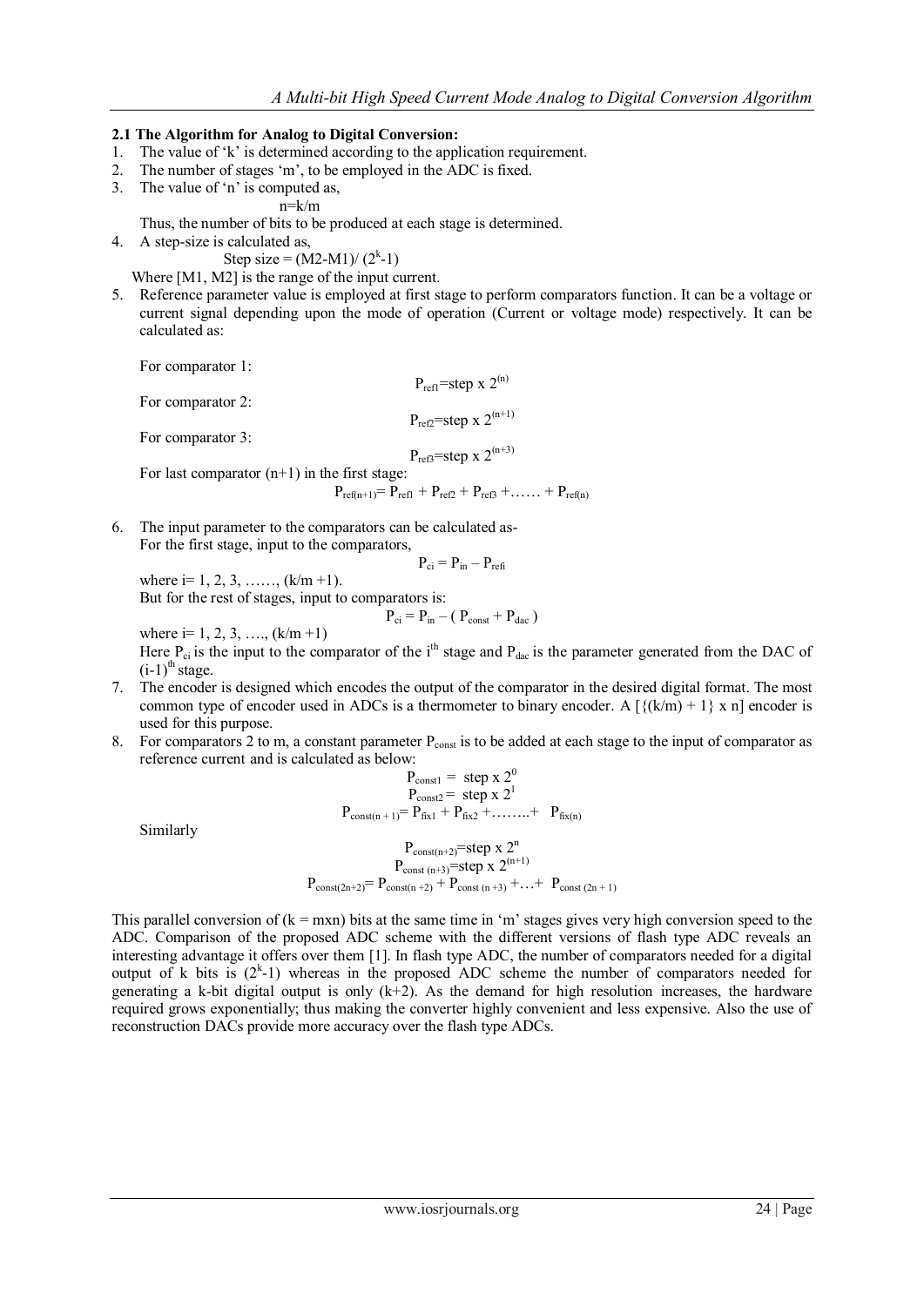### 2.1 The Algorithm for Analog to Digital Conversion:

1. The value of 'k' is determined according to the application requirement.
2. The number of stages 'm', to be employed in the ADC is fixed.
3. The value of 'n' is computed as,

   $$n=k/m$$

   Thus, the number of bits to be produced at each stage is determined.
4. A step-size is calculated as,

   $$\text{Step size} = (M2-M1)/\ (2^k-1)$$

   Where [M1, M2] is the range of the input current.
5. Reference parameter value is employed at first stage to perform comparators function. It can be a voltage or current signal depending upon the mode of operation (Current or voltage mode) respectively. It can be calculated as:

   For comparator 1:

   $$P_{ref1}=\text{step x } 2^{(n)}$$

   For comparator 2:

   $$P_{ref2}=\text{step x } 2^{(n+1)}$$

   For comparator 3:

   $$P_{ref3}=\text{step x } 2^{(n+3)}$$

   For last comparator (n+1) in the first stage:

   $$P_{ref(n+1)}= P_{ref1} + P_{ref2} + P_{ref3} + \ldots\ldots + P_{ref(n)}$$

6. The input parameter to the comparators can be calculated as-
   For the first stage, input to the comparators,

   $$P_{ci} = P_{in} - P_{refi}$$

   where i= 1, 2, 3, ……, (k/m +1).
   But for the rest of stages, input to comparators is:

   $$P_{ci} = P_{in} - (\ P_{const} + P_{dac}\ )$$

   where i= 1, 2, 3, …., (k/m +1)
   Here $P_{ci}$ is the input to the comparator of the $i^{th}$ stage and $P_{dac}$ is the parameter generated from the DAC of $(i-1)^{th}$ stage.
7. The encoder is designed which encodes the output of the comparator in the desired digital format. The most common type of encoder used in ADCs is a thermometer to binary encoder. A [{(k/m) + 1} x n] encoder is used for this purpose.
8. For comparators 2 to m, a constant parameter $P_{const}$ is to be added at each stage to the input of comparator as reference current and is calculated as below:

   $$P_{const1} = \text{ step x } 2^0$$

   $$P_{const2} = \text{ step x } 2^1$$

   $$P_{const(n+1)}= P_{fix1} + P_{fix2} + \ldots\ldots.. + \ P_{fix(n)}$$

   Similarly

   $$P_{const(n+2)}=\text{step x } 2^n$$

   $$P_{const\ (n+3)}=\text{step x } 2^{(n+1)}$$

   $$P_{const(2n+2)}= P_{const(n+2)} + P_{const\ (n+3)} + \ldots + \ P_{const\ (2n+1)}$$

This parallel conversion of (k = mxn) bits at the same time in 'm' stages gives very high conversion speed to the ADC. Comparison of the proposed ADC scheme with the different versions of flash type ADC reveals an interesting advantage it offers over them [1]. In flash type ADC, the number of comparators needed for a digital output of k bits is $(2^k-1)$ whereas in the proposed ADC scheme the number of comparators needed for generating a k-bit digital output is only (k+2). As the demand for high resolution increases, the hardware required grows exponentially; thus making the converter highly convenient and less expensive. Also the use of reconstruction DACs provide more accuracy over the flash type ADCs.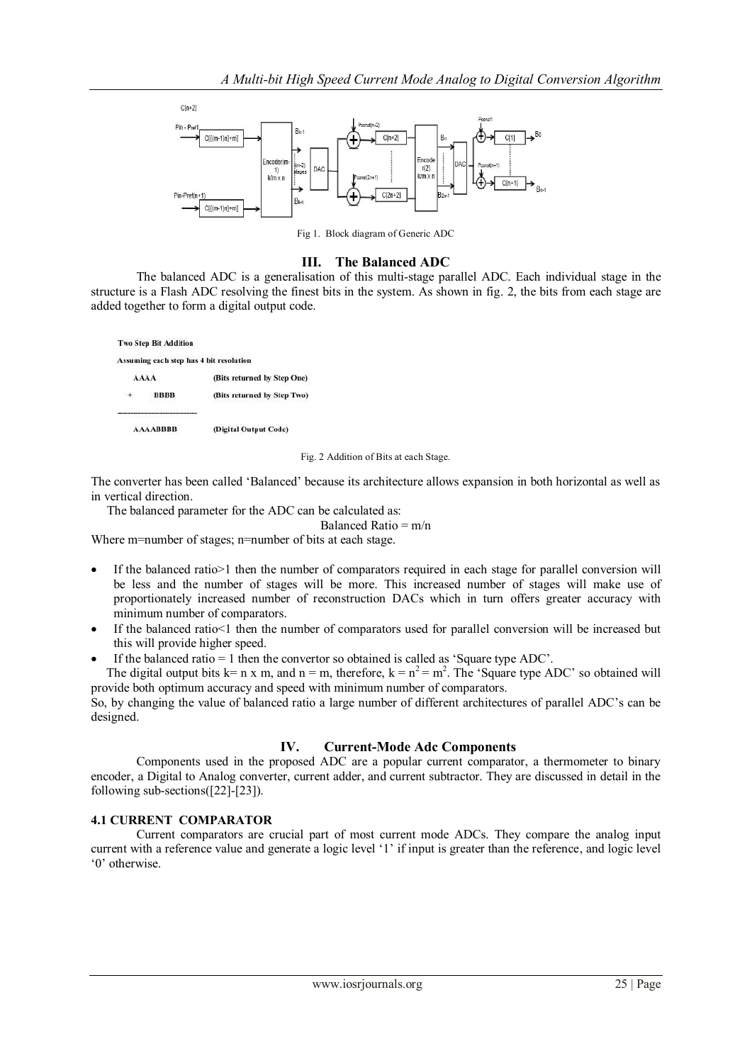Fig 1. Block diagram of Generic ADC

## III. The Balanced ADC

The balanced ADC is a generalisation of this multi-stage parallel ADC. Each individual stage in the structure is a Flash ADC resolving the finest bits in the system. As shown in fig. 2, the bits from each stage are added together to form a digital output code.

**Two Step Bit Addition**

**Assuming each step has 4 bit resolution**

```
   AAAA          (Bits returned by Step One)
 +      BBBB     (Bits returned by Step Two)
---------------------------
   AAAABBBB      (Digital Output Code)
```

Fig. 2 Addition of Bits at each Stage.

The converter has been called 'Balanced' because its architecture allows expansion in both horizontal as well as in vertical direction.

The balanced parameter for the ADC can be calculated as:

$$\text{Balanced Ratio} = m/n$$

Where m=number of stages; n=number of bits at each stage.

- If the balanced ratio>1 then the number of comparators required in each stage for parallel conversion will be less and the number of stages will be more. This increased number of stages will make use of proportionately increased number of reconstruction DACs which in turn offers greater accuracy with minimum number of comparators.
- If the balanced ratio<1 then the number of comparators used for parallel conversion will be increased but this will provide higher speed.
- If the balanced ratio = 1 then the convertor so obtained is called as 'Square type ADC'.

The digital output bits $k = n \times m$, and $n = m$, therefore, $k = n^2 = m^2$. The 'Square type ADC' so obtained will provide both optimum accuracy and speed with minimum number of comparators.

So, by changing the value of balanced ratio a large number of different architectures of parallel ADC's can be designed.

## IV. Current-Mode Adc Components

Components used in the proposed ADC are a popular current comparator, a thermometer to binary encoder, a Digital to Analog converter, current adder, and current subtractor. They are discussed in detail in the following sub-sections([22]-[23]).

### 4.1 CURRENT COMPARATOR

Current comparators are crucial part of most current mode ADCs. They compare the analog input current with a reference value and generate a logic level '1' if input is greater than the reference, and logic level '0' otherwise.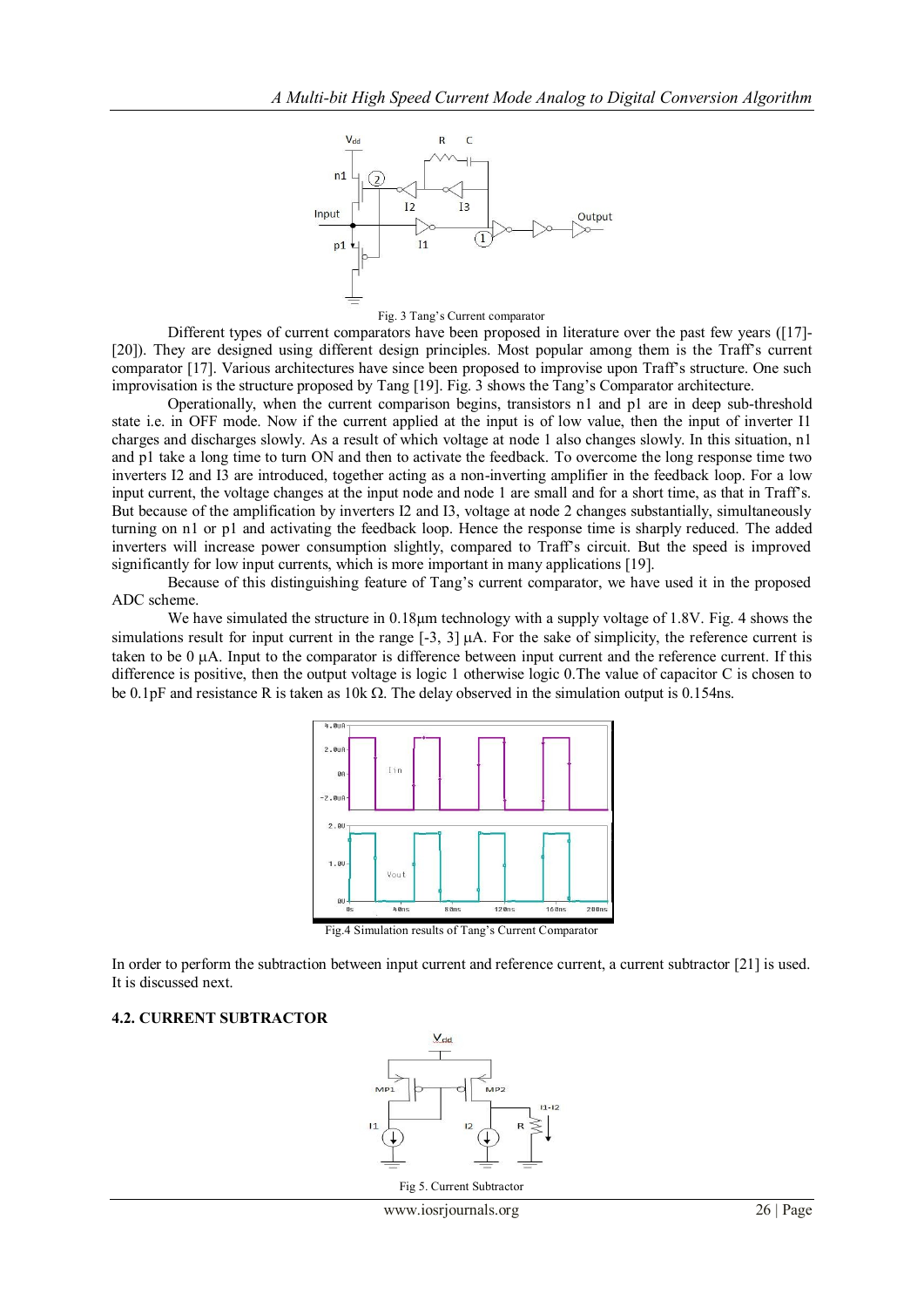Vdd

R C

n1 2

I2 I3

Input

Output

p1 I1 1

Fig. 3 Tang's Current comparator

Different types of current comparators have been proposed in literature over the past few years ([17]-[20]). They are designed using different design principles. Most popular among them is the Traff's current comparator [17]. Various architectures have since been proposed to improvise upon Traff's structure. One such improvisation is the structure proposed by Tang [19]. Fig. 3 shows the Tang's Comparator architecture.

Operationally, when the current comparison begins, transistors n1 and p1 are in deep sub-threshold state i.e. in OFF mode. Now if the current applied at the input is of low value, then the input of inverter I1 charges and discharges slowly. As a result of which voltage at node 1 also changes slowly. In this situation, n1 and p1 take a long time to turn ON and then to activate the feedback. To overcome the long response time two inverters I2 and I3 are introduced, together acting as a non-inverting amplifier in the feedback loop. For a low input current, the voltage changes at the input node and node 1 are small and for a short time, as that in Traff's. But because of the amplification by inverters I2 and I3, voltage at node 2 changes substantially, simultaneously turning on n1 or p1 and activating the feedback loop. Hence the response time is sharply reduced. The added inverters will increase power consumption slightly, compared to Traff's circuit. But the speed is improved significantly for low input currents, which is more important in many applications [19].

Because of this distinguishing feature of Tang's current comparator, we have used it in the proposed ADC scheme.

We have simulated the structure in 0.18μm technology with a supply voltage of 1.8V. Fig. 4 shows the simulations result for input current in the range [-3, 3] μA. For the sake of simplicity, the reference current is taken to be 0 μA. Input to the comparator is difference between input current and the reference current. If this difference is positive, then the output voltage is logic 1 otherwise logic 0.The value of capacitor C is chosen to be 0.1pF and resistance R is taken as 10k Ω. The delay observed in the simulation output is 0.154ns.

4.0uA
2.0uA
0A
-2.0uA
Iin
2.0V
1.0V
Vout
0V
0s 40ns 80ns 120ns 160ns 200ns

Fig.4 Simulation results of Tang's Current Comparator

In order to perform the subtraction between input current and reference current, a current subtractor [21] is used. It is discussed next.

### 4.2. CURRENT SUBTRACTOR

Vdd

MP1 MP2

I1-I2

I1 I2 R

Fig 5. Current Subtractor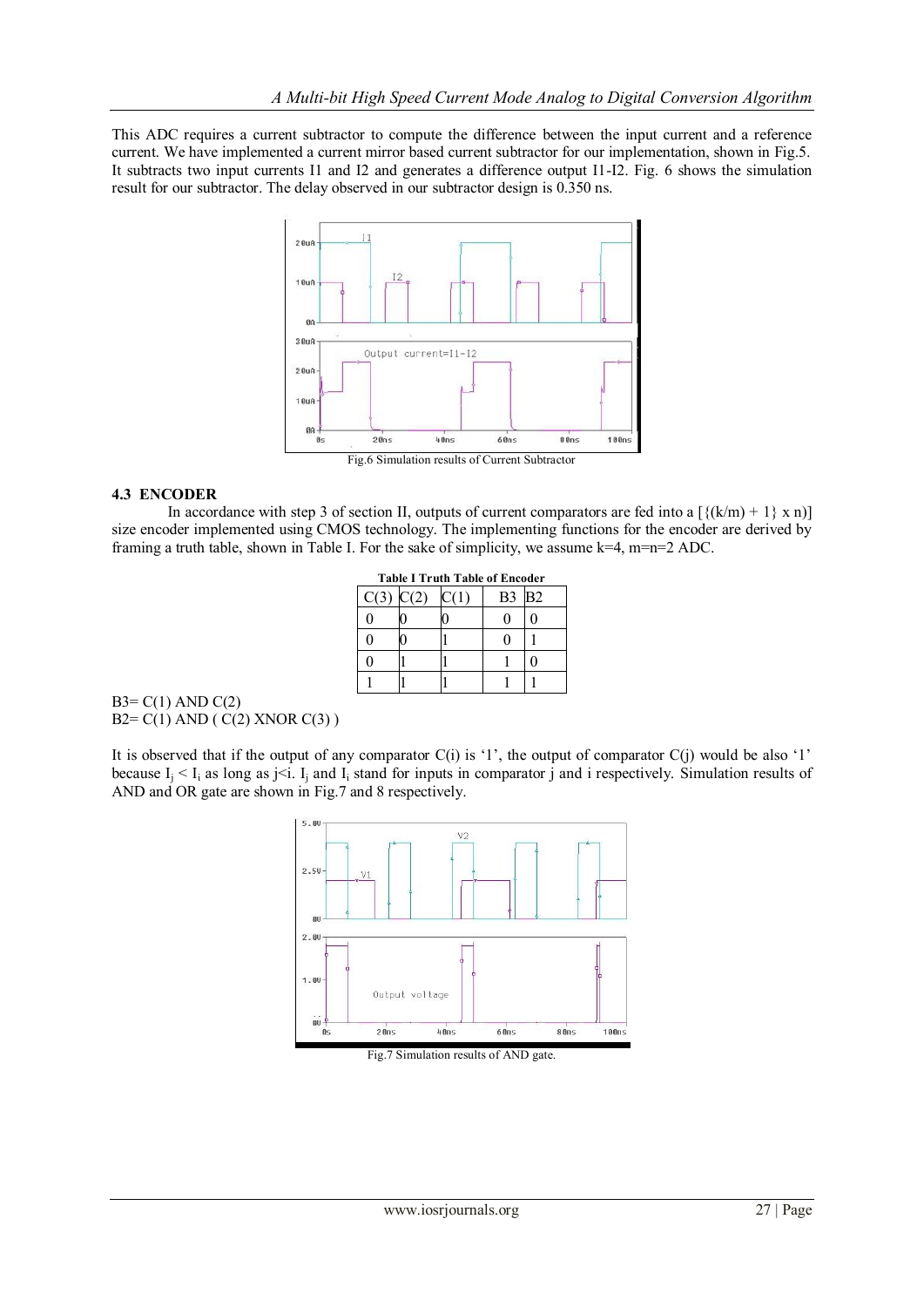This ADC requires a current subtractor to compute the difference between the input current and a reference current. We have implemented a current mirror based current subtractor for our implementation, shown in Fig.5. It subtracts two input currents I1 and I2 and generates a difference output I1-I2. Fig. 6 shows the simulation result for our subtractor. The delay observed in our subtractor design is 0.350 ns.

20uA
10uA
0A
I1
I2
30uA
20uA
10uA
0A
Output current=I1-I2
0s
20ns
40ns
60ns
80ns
100ns

Fig.6 Simulation results of Current Subtractor

### 4.3 ENCODER

In accordance with step 3 of section II, outputs of current comparators are fed into a $[\{(k/m) + 1\} \times n)]$ size encoder implemented using CMOS technology. The implementing functions for the encoder are derived by framing a truth table, shown in Table I. For the sake of simplicity, we assume k=4, m=n=2 ADC.

**Table I Truth Table of Encoder**

| C(3) | C(2) | C(1) | B3 | B2 |
|---|---|---|---|---|
| 0 | 0 | 0 | 0 | 0 |
| 0 | 0 | 1 | 0 | 1 |
| 0 | 1 | 1 | 1 | 0 |
| 1 | 1 | 1 | 1 | 1 |

B3= C(1) AND C(2)
B2= C(1) AND ( C(2) XNOR C(3) )

It is observed that if the output of any comparator C(i) is '1', the output of comparator C(j) would be also '1' because $I_j < I_i$ as long as j<i. $I_j$ and $I_i$ stand for inputs in comparator j and i respectively. Simulation results of AND and OR gate are shown in Fig.7 and 8 respectively.

5.0V
2.5V
0V
V1
V2
2.0V
1.0V
0V
Output voltage
0s
20ns
40ns
60ns
80ns
100ns

Fig.7 Simulation results of AND gate.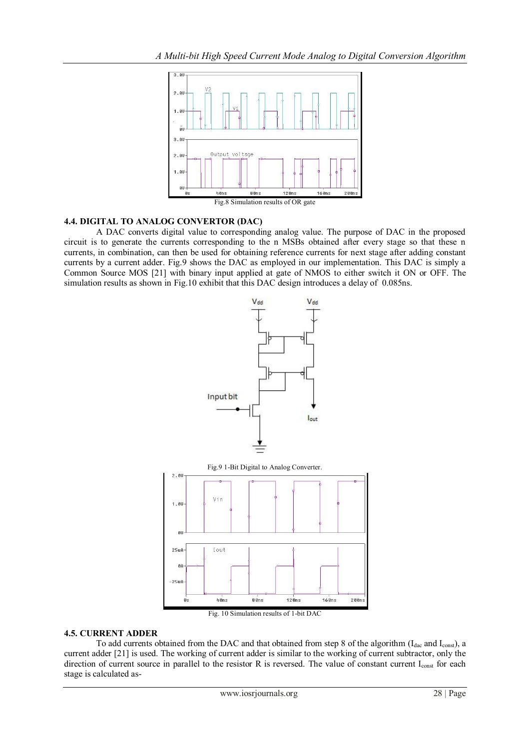V2

V1

Output voltage

Fig.8 Simulation results of OR gate

### 4.4. DIGITAL TO ANALOG CONVERTOR (DAC)

A DAC converts digital value to corresponding analog value. The purpose of DAC in the proposed circuit is to generate the currents corresponding to the n MSBs obtained after every stage so that these n currents, in combination, can then be used for obtaining reference currents for next stage after adding constant currents by a current adder. Fig.9 shows the DAC as employed in our implementation. This DAC is simply a Common Source MOS [21] with binary input applied at gate of NMOS to either switch it ON or OFF. The simulation results as shown in Fig.10 exhibit that this DAC design introduces a delay of 0.085ns.

Vdd

Vdd

Input bit

$I_{out}$

Fig.9 1-Bit Digital to Analog Converter.

Vin

Iout

Fig. 10 Simulation results of 1-bit DAC

### 4.5. CURRENT ADDER

To add currents obtained from the DAC and that obtained from step 8 of the algorithm ($I_{dac}$ and $I_{const}$), a current adder [21] is used. The working of current adder is similar to the working of current subtractor, only the direction of current source in parallel to the resistor R is reversed. The value of constant current $I_{const}$ for each stage is calculated as-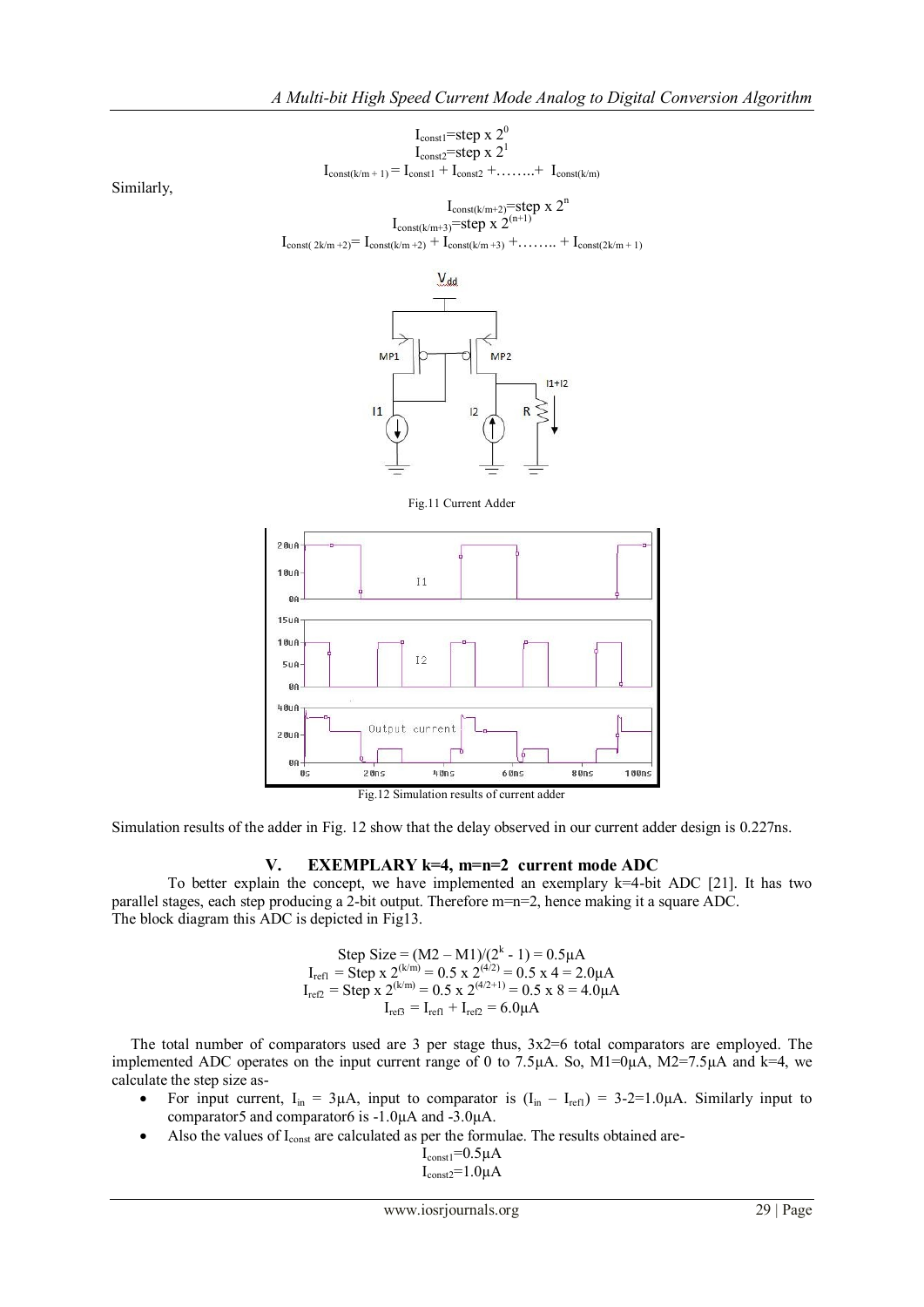$$I_{const1} = step \times 2^0$$
$$I_{const2} = step \times 2^1$$
$$I_{const(k/m+1)} = I_{const1} + I_{const2} + \ldots\ldots + I_{const(k/m)}$$

Similarly,

$$I_{const(k/m+2)} = step \times 2^n$$
$$I_{const(k/m+3)} = step \times 2^{(n+1)}$$
$$I_{const(2k/m+2)} = I_{const(k/m+2)} + I_{const(k/m+3)} + \ldots\ldots + I_{const(2k/m+1)}$$

Vdd

MP1

MP2

I1+I2

I1

I2

R

Fig.11 Current Adder

20uA

10uA

0A

I1

15uA

10uA

5uA

0A

I2

40uA

20uA

0A

Output current

0s

20ns

40ns

60ns

80ns

100ns

Fig.12 Simulation results of current adder

Simulation results of the adder in Fig. 12 show that the delay observed in our current adder design is 0.227ns.

## V. EXEMPLARY k=4, m=n=2 current mode ADC

To better explain the concept, we have implemented an exemplary k=4-bit ADC [21]. It has two parallel stages, each step producing a 2-bit output. Therefore m=n=2, hence making it a square ADC. The block diagram this ADC is depicted in Fig13.

$$\text{Step Size} = (M2 - M1)/(2^k - 1) = 0.5\mu A$$
$$I_{ref1} = \text{Step} \times 2^{(k/m)} = 0.5 \times 2^{(4/2)} = 0.5 \times 4 = 2.0\mu A$$
$$I_{ref2} = \text{Step} \times 2^{(k/m)} = 0.5 \times 2^{(4/2+1)} = 0.5 \times 8 = 4.0\mu A$$
$$I_{ref3} = I_{ref1} + I_{ref2} = 6.0\mu A$$

The total number of comparators used are 3 per stage thus, 3x2=6 total comparators are employed. The implemented ADC operates on the input current range of 0 to 7.5μA. So, M1=0μA, M2=7.5μA and k=4, we calculate the step size as-

- For input current, $I_{in}$ = 3μA, input to comparator is ($I_{in} - I_{ref1}$) = 3-2=1.0μA. Similarly input to comparator5 and comparator6 is -1.0μA and -3.0μA.
- Also the values of $I_{const}$ are calculated as per the formulae. The results obtained are-

$$I_{const1} = 0.5\mu A$$
$$I_{const2} = 1.0\mu A$$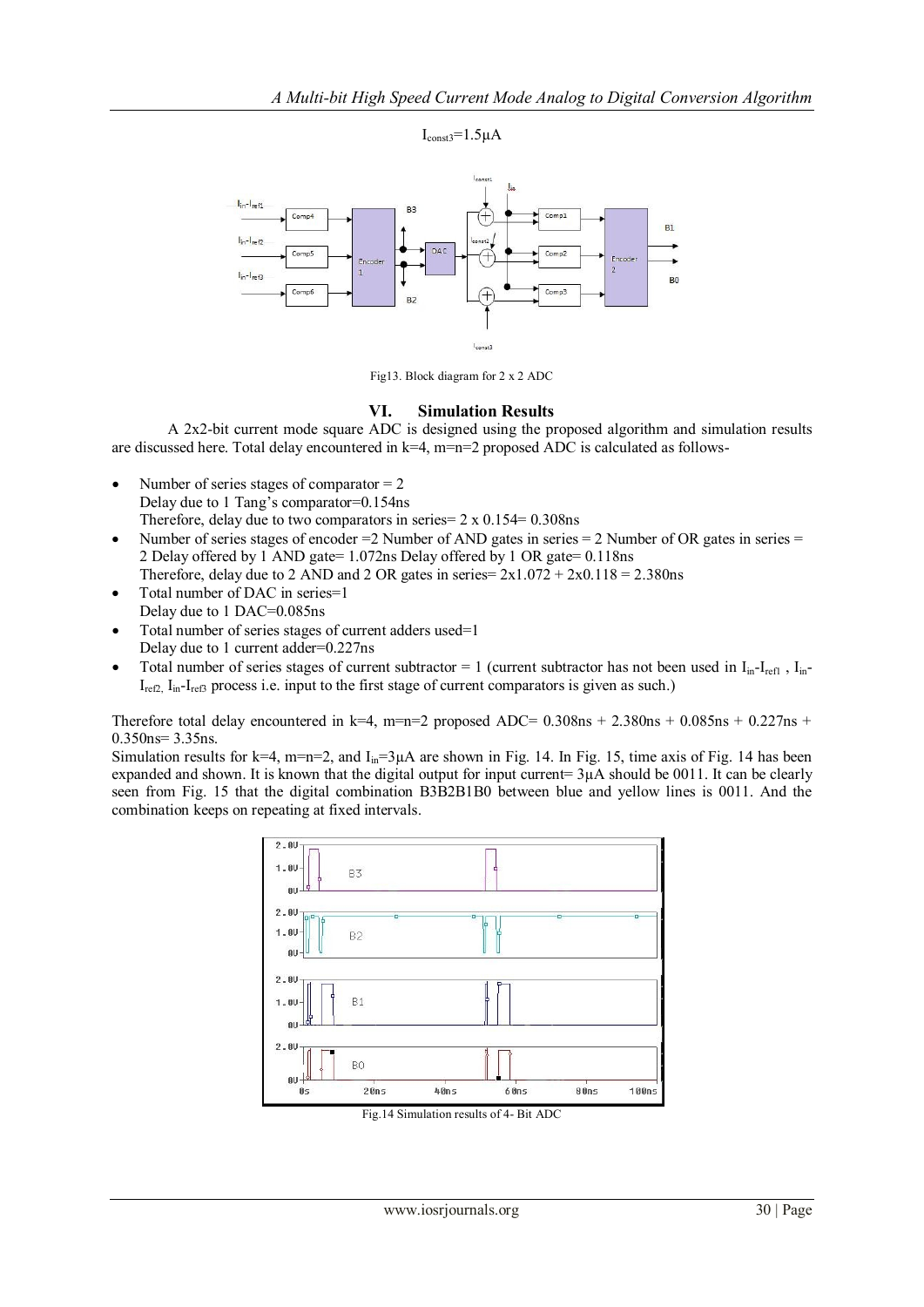$I_{const3}$=1.5µA

$I_{in}$-$I_{ref1}$

$I_{in}$-$I_{ref2}$

$I_{in}$-$I_{ref3}$

Comp4

Comp5

Comp6

Encoder 1

B3

B2

DAC

$I_{const1}$

$I_{const2}$

$I_{const3}$

$I_{in}$

Comp1

Comp2

Comp3

Encoder 2

B1

B0

Fig13. Block diagram for 2 x 2 ADC

## VI. Simulation Results

A 2x2-bit current mode square ADC is designed using the proposed algorithm and simulation results are discussed here. Total delay encountered in k=4, m=n=2 proposed ADC is calculated as follows-

- Number of series stages of comparator = 2
  Delay due to 1 Tang's comparator=0.154ns
  Therefore, delay due to two comparators in series= 2 x 0.154= 0.308ns
- Number of series stages of encoder =2 Number of AND gates in series = 2 Number of OR gates in series = 2 Delay offered by 1 AND gate= 1.072ns Delay offered by 1 OR gate= 0.118ns
  Therefore, delay due to 2 AND and 2 OR gates in series= 2x1.072 + 2x0.118 = 2.380ns
- Total number of DAC in series=1
  Delay due to 1 DAC=0.085ns
- Total number of series stages of current adders used=1
  Delay due to 1 current adder=0.227ns
- Total number of series stages of current subtractor = 1 (current subtractor has not been used in $I_{in}$-$I_{ref1}$ , $I_{in}$-$I_{ref2,}$ $I_{in}$-$I_{ref3}$ process i.e. input to the first stage of current comparators is given as such.)

Therefore total delay encountered in k=4, m=n=2 proposed ADC= 0.308ns + 2.380ns + 0.085ns + 0.227ns + 0.350ns= 3.35ns.

Simulation results for k=4, m=n=2, and $I_{in}$=3µA are shown in Fig. 14. In Fig. 15, time axis of Fig. 14 has been expanded and shown. It is known that the digital output for input current= 3µA should be 0011. It can be clearly seen from Fig. 15 that the digital combination B3B2B1B0 between blue and yellow lines is 0011. And the combination keeps on repeating at fixed intervals.

2.0V
1.0V
0V
B3
2.0V
1.0V
0V
B2
2.0V
1.0V
0V
B1
2.0V
0V
B0
0s 20ns 40ns 60ns 80ns 100ns

Fig.14 Simulation results of 4- Bit ADC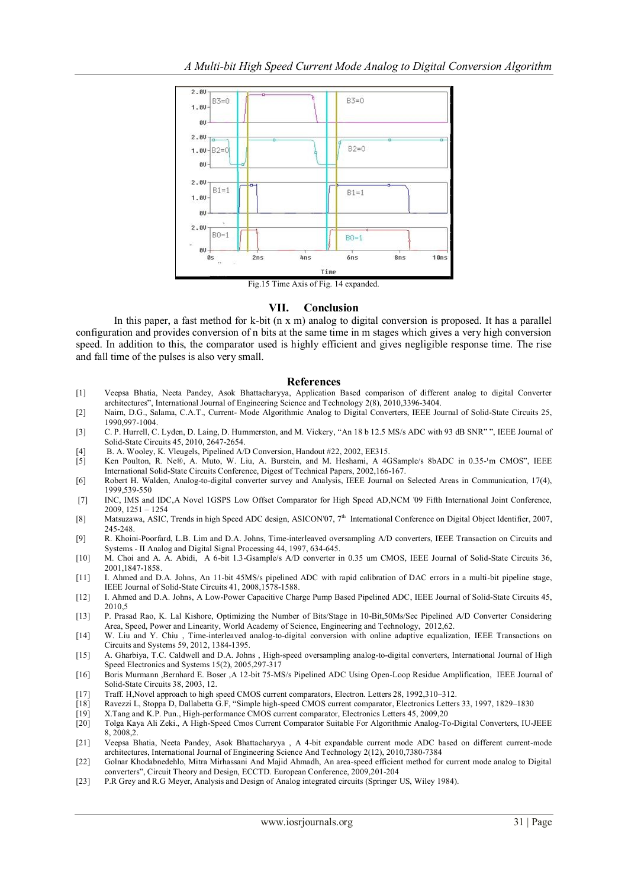2.0V
B3=0
1.0V
0V
B3=0
2.0V
1.0V B2=0
0V
B2=0
2.0V
B1=1
1.0V
0V
B1=1
2.0V
B0=1
0V
B0=1
0s 2ns 4ns 6ns 8ns 10ns
Time

Fig.15 Time Axis of Fig. 14 expanded.

## VII. Conclusion

In this paper, a fast method for k-bit (n x m) analog to digital conversion is proposed. It has a parallel configuration and provides conversion of n bits at the same time in m stages which gives a very high conversion speed. In addition to this, the comparator used is highly efficient and gives negligible response time. The rise and fall time of the pulses is also very small.

## References

[1] Veepsa Bhatia, Neeta Pandey, Asok Bhattacharyya, Application Based comparison of different analog to digital Converter architectures", International Journal of Engineering Science and Technology 2(8), 2010,3396-3404.

[2] Nairn, D.G., Salama, C.A.T., Current- Mode Algorithmic Analog to Digital Converters, IEEE Journal of Solid-State Circuits 25, 1990,997-1004.

[3] C. P. Hurrell, C. Lyden, D. Laing, D. Hummerston, and M. Vickery, "An 18 b 12.5 MS/s ADC with 93 dB SNR" ", IEEE Journal of Solid-State Circuits 45, 2010, 2647-2654.

[4] B. A. Wooley, K. Vleugels, Pipelined A/D Conversion, Handout #22, 2002, EE315.

[5] Ken Poulton, R. Ne®, A. Muto, W. Liu, A. Burstein, and M. Heshami, A 4GSample/s 8bADC in 0.35-¹m CMOS", IEEE International Solid-State Circuits Conference, Digest of Technical Papers, 2002,166-167.

[6] Robert H. Walden, Analog-to-digital converter survey and Analysis, IEEE Journal on Selected Areas in Communication, 17(4), 1999,539-550

[7] INC, IMS and IDC,A Novel 1GSPS Low Offset Comparator for High Speed AD,NCM '09 Fifth International Joint Conference, 2009, 1251 – 1254

[8] Matsuzawa, ASIC, Trends in high Speed ADC design, ASICON'07, 7th International Conference on Digital Object Identifier, 2007, 245-248.

[9] R. Khoini-Poorfard, L.B. Lim and D.A. Johns, Time-interleaved oversampling A/D converters, IEEE Transaction on Circuits and Systems - II Analog and Digital Signal Processing 44, 1997, 634-645.

[10] M. Choi and A. A. Abidi, A 6-bit 1.3-Gsample/s A/D converter in 0.35 um CMOS, IEEE Journal of Solid-State Circuits 36, 2001,1847-1858.

[11] I. Ahmed and D.A. Johns, An 11-bit 45MS/s pipelined ADC with rapid calibration of DAC errors in a multi-bit pipeline stage, IEEE Journal of Solid-State Circuits 41, 2008,1578-1588.

[12] I. Ahmed and D.A. Johns, A Low-Power Capacitive Charge Pump Based Pipelined ADC, IEEE Journal of Solid-State Circuits 45, 2010,5

[13] P. Prasad Rao, K. Lal Kishore, Optimizing the Number of Bits/Stage in 10-Bit,50Ms/Sec Pipelined A/D Converter Considering Area, Speed, Power and Linearity, World Academy of Science, Engineering and Technology, 2012,62.

[14] W. Liu and Y. Chiu , Time-interleaved analog-to-digital conversion with online adaptive equalization, IEEE Transactions on Circuits and Systems 59, 2012, 1384-1395.

[15] A. Gharbiya, T.C. Caldwell and D.A. Johns , High-speed oversampling analog-to-digital converters, International Journal of High Speed Electronics and Systems 15(2), 2005,297-317

[16] Boris Murmann ,Bernhard E. Boser ,A 12-bit 75-MS/s Pipelined ADC Using Open-Loop Residue Amplification, IEEE Journal of Solid-State Circuits 38, 2003, 12.

[17] Traff. H,Novel approach to high speed CMOS current comparators, Electron. Letters 28, 1992,310–312.

[18] Ravezzi L, Stoppa D, Dallabetta G.F, "Simple high-speed CMOS current comparator, Electronics Letters 33, 1997, 1829–1830

[19] X.Tang and K.P. Pun., High-performance CMOS current comparator, Electronics Letters 45, 2009,20

[20] Tolga Kaya Ali Zeki., A High-Speed Cmos Current Comparator Suitable For Algorithmic Analog-To-Digital Converters, IU-JEEE 8, 2008,2.

[21] Veepsa Bhatia, Neeta Pandey, Asok Bhattacharyya , A 4-bit expandable current mode ADC based on different current-mode architectures, International Journal of Engineering Science And Technology 2(12), 2010,7380-7384

[22] Golnar Khodabnedehlo, Mitra Mirhassani And Majid Ahmadh, An area-speed efficient method for current mode analog to Digital converters", Circuit Theory and Design, ECCTD. European Conference, 2009,201-204

[23] P.R Grey and R.G Meyer, Analysis and Design of Analog integrated circuits (Springer US, Wiley 1984).